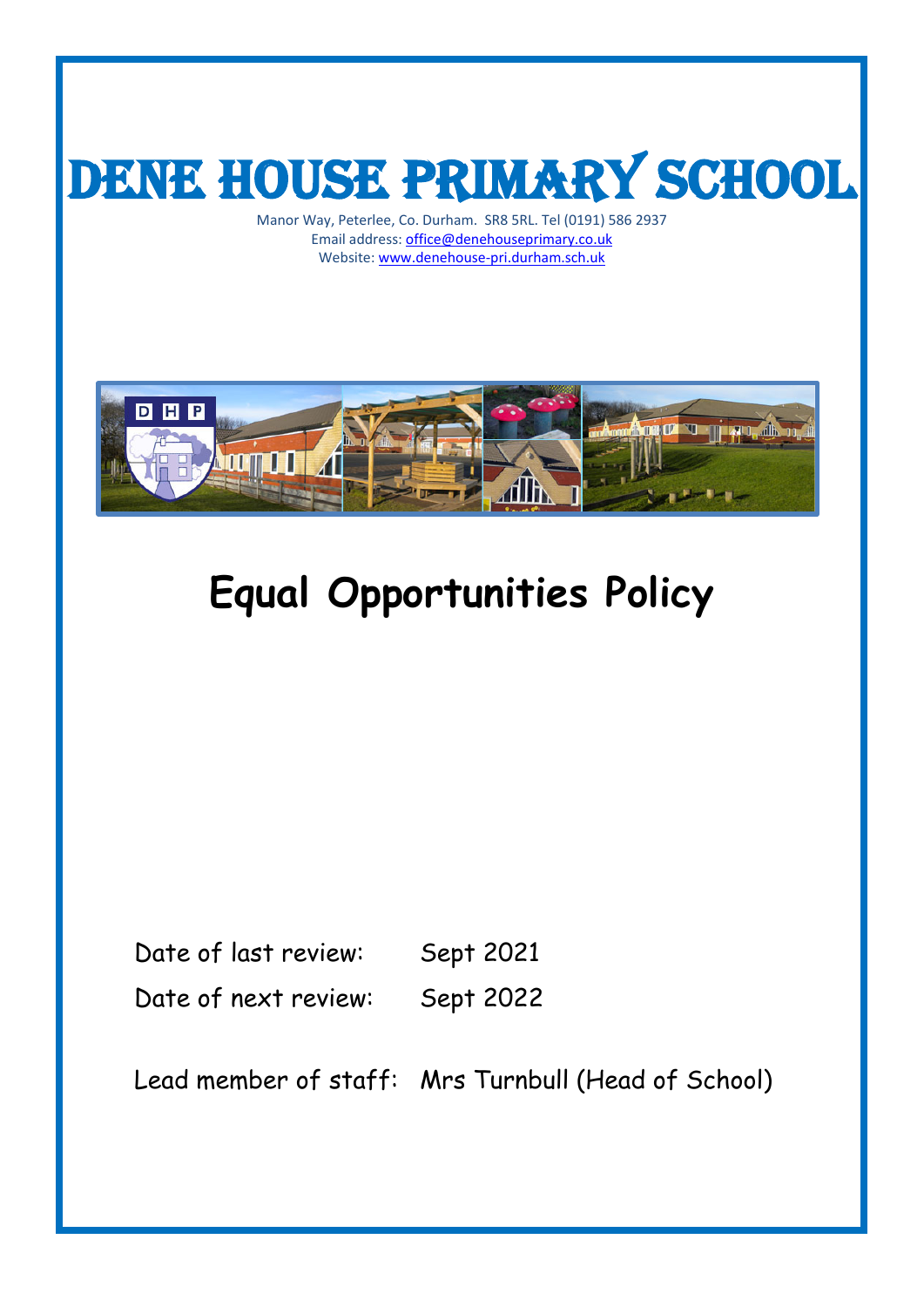# DENE HOUSE PRIMARY SCHOOL

Manor Way, Peterlee, Co. Durham. SR8 5RL. Tel (0191) 586 2937
Email address: office@denehouseprimary.co.uk
Website: www.denehouse-pri.durham.sch.uk

# Equal Opportunities Policy

Date of last review: Sept 2021

Date of next review: Sept 2022

Lead member of staff: Mrs Turnbull (Head of School)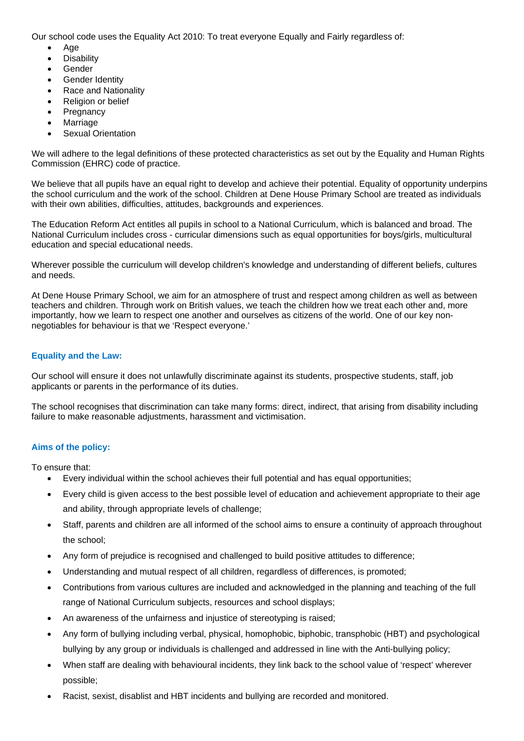Our school code uses the Equality Act 2010: To treat everyone Equally and Fairly regardless of:

- Age
- Disability
- Gender
- Gender Identity
- Race and Nationality
- Religion or belief
- Pregnancy
- Marriage
- Sexual Orientation

We will adhere to the legal definitions of these protected characteristics as set out by the Equality and Human Rights Commission (EHRC) code of practice.

We believe that all pupils have an equal right to develop and achieve their potential. Equality of opportunity underpins the school curriculum and the work of the school. Children at Dene House Primary School are treated as individuals with their own abilities, difficulties, attitudes, backgrounds and experiences.

The Education Reform Act entitles all pupils in school to a National Curriculum, which is balanced and broad. The National Curriculum includes cross - curricular dimensions such as equal opportunities for boys/girls, multicultural education and special educational needs.

Wherever possible the curriculum will develop children's knowledge and understanding of different beliefs, cultures and needs.

At Dene House Primary School, we aim for an atmosphere of trust and respect among children as well as between teachers and children. Through work on British values, we teach the children how we treat each other and, more importantly, how we learn to respect one another and ourselves as citizens of the world. One of our key non-negotiables for behaviour is that we 'Respect everyone.'

## Equality and the Law:

Our school will ensure it does not unlawfully discriminate against its students, prospective students, staff, job applicants or parents in the performance of its duties.

The school recognises that discrimination can take many forms: direct, indirect, that arising from disability including failure to make reasonable adjustments, harassment and victimisation.

## Aims of the policy:

To ensure that:

- Every individual within the school achieves their full potential and has equal opportunities;
- Every child is given access to the best possible level of education and achievement appropriate to their age and ability, through appropriate levels of challenge;
- Staff, parents and children are all informed of the school aims to ensure a continuity of approach throughout the school;
- Any form of prejudice is recognised and challenged to build positive attitudes to difference;
- Understanding and mutual respect of all children, regardless of differences, is promoted;
- Contributions from various cultures are included and acknowledged in the planning and teaching of the full range of National Curriculum subjects, resources and school displays;
- An awareness of the unfairness and injustice of stereotyping is raised;
- Any form of bullying including verbal, physical, homophobic, biphobic, transphobic (HBT) and psychological bullying by any group or individuals is challenged and addressed in line with the Anti-bullying policy;
- When staff are dealing with behavioural incidents, they link back to the school value of 'respect' wherever possible;
- Racist, sexist, disablist and HBT incidents and bullying are recorded and monitored.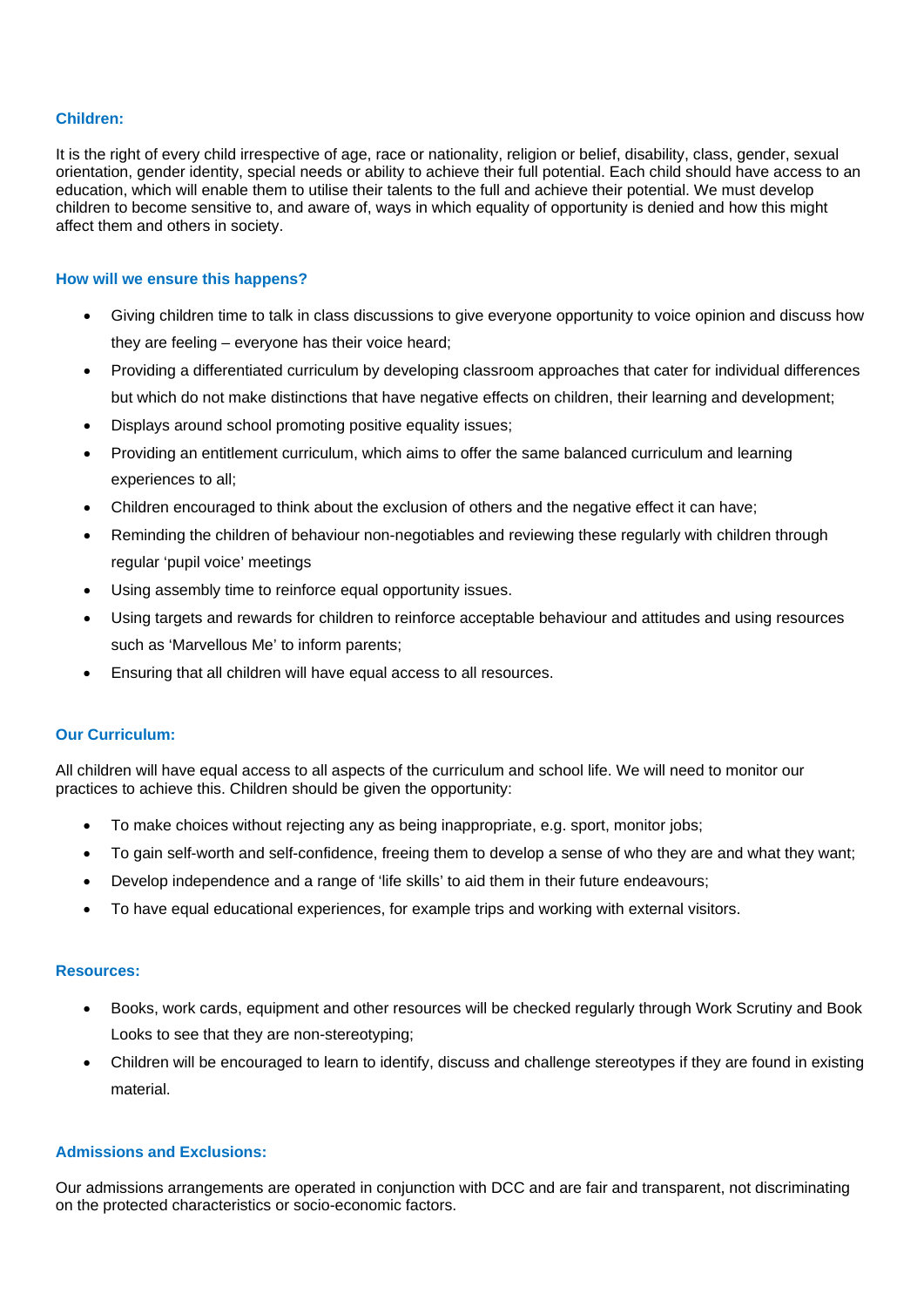### Children:

It is the right of every child irrespective of age, race or nationality, religion or belief, disability, class, gender, sexual orientation, gender identity, special needs or ability to achieve their full potential. Each child should have access to an education, which will enable them to utilise their talents to the full and achieve their potential. We must develop children to become sensitive to, and aware of, ways in which equality of opportunity is denied and how this might affect them and others in society.

### How will we ensure this happens?

- Giving children time to talk in class discussions to give everyone opportunity to voice opinion and discuss how they are feeling – everyone has their voice heard;
- Providing a differentiated curriculum by developing classroom approaches that cater for individual differences but which do not make distinctions that have negative effects on children, their learning and development;
- Displays around school promoting positive equality issues;
- Providing an entitlement curriculum, which aims to offer the same balanced curriculum and learning experiences to all;
- Children encouraged to think about the exclusion of others and the negative effect it can have;
- Reminding the children of behaviour non-negotiables and reviewing these regularly with children through regular 'pupil voice' meetings
- Using assembly time to reinforce equal opportunity issues.
- Using targets and rewards for children to reinforce acceptable behaviour and attitudes and using resources such as 'Marvellous Me' to inform parents;
- Ensuring that all children will have equal access to all resources.

### Our Curriculum:

All children will have equal access to all aspects of the curriculum and school life. We will need to monitor our practices to achieve this. Children should be given the opportunity:

- To make choices without rejecting any as being inappropriate, e.g. sport, monitor jobs;
- To gain self-worth and self-confidence, freeing them to develop a sense of who they are and what they want;
- Develop independence and a range of 'life skills' to aid them in their future endeavours;
- To have equal educational experiences, for example trips and working with external visitors.

### Resources:

- Books, work cards, equipment and other resources will be checked regularly through Work Scrutiny and Book Looks to see that they are non-stereotyping;
- Children will be encouraged to learn to identify, discuss and challenge stereotypes if they are found in existing material.

### Admissions and Exclusions:

Our admissions arrangements are operated in conjunction with DCC and are fair and transparent, not discriminating on the protected characteristics or socio-economic factors.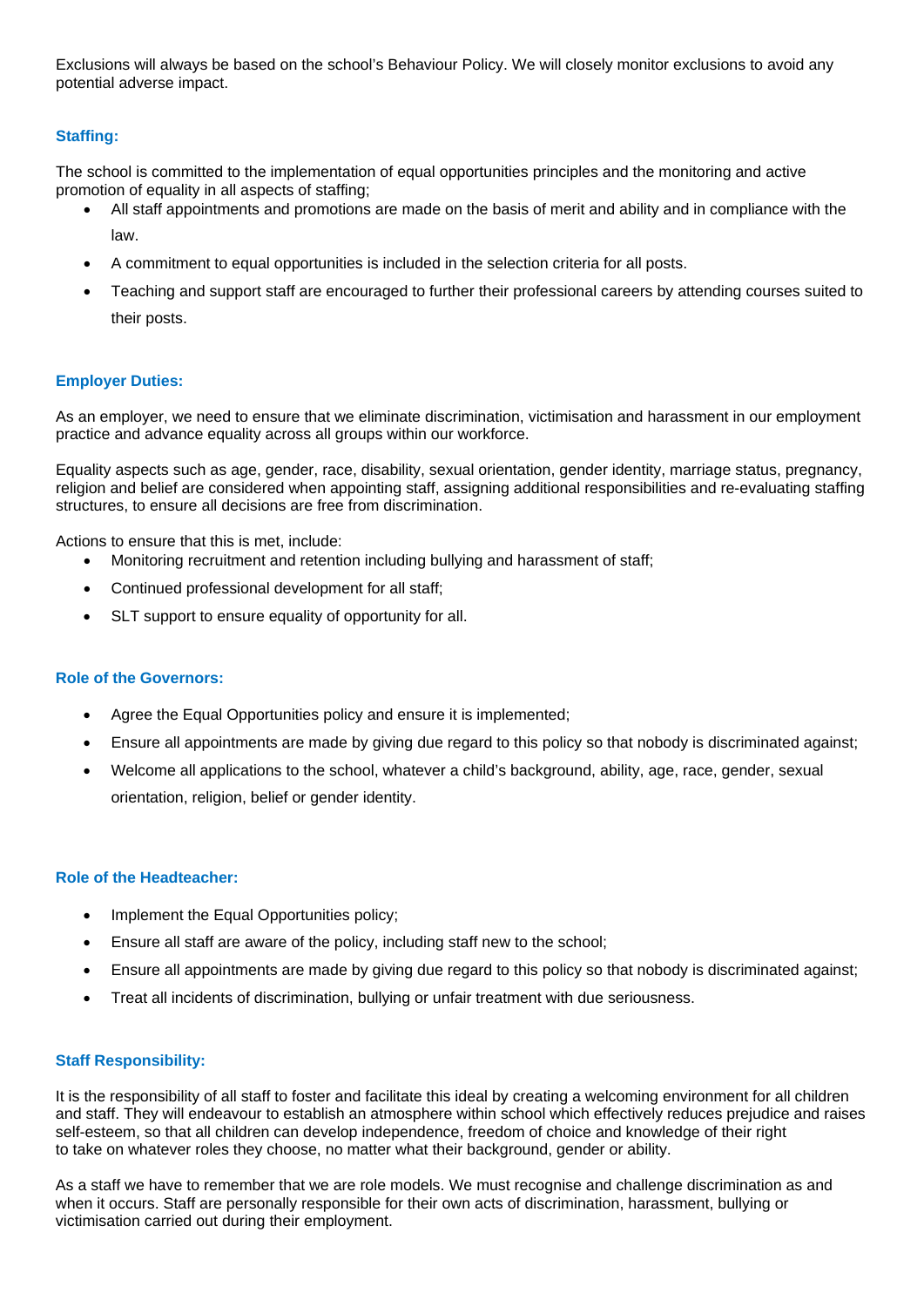Exclusions will always be based on the school's Behaviour Policy. We will closely monitor exclusions to avoid any potential adverse impact.

### Staffing:

The school is committed to the implementation of equal opportunities principles and the monitoring and active promotion of equality in all aspects of staffing;

- All staff appointments and promotions are made on the basis of merit and ability and in compliance with the law.
- A commitment to equal opportunities is included in the selection criteria for all posts.
- Teaching and support staff are encouraged to further their professional careers by attending courses suited to their posts.

### Employer Duties:

As an employer, we need to ensure that we eliminate discrimination, victimisation and harassment in our employment practice and advance equality across all groups within our workforce.

Equality aspects such as age, gender, race, disability, sexual orientation, gender identity, marriage status, pregnancy, religion and belief are considered when appointing staff, assigning additional responsibilities and re-evaluating staffing structures, to ensure all decisions are free from discrimination.

Actions to ensure that this is met, include:

- Monitoring recruitment and retention including bullying and harassment of staff;
- Continued professional development for all staff;
- SLT support to ensure equality of opportunity for all.

### Role of the Governors:

- Agree the Equal Opportunities policy and ensure it is implemented;
- Ensure all appointments are made by giving due regard to this policy so that nobody is discriminated against;
- Welcome all applications to the school, whatever a child's background, ability, age, race, gender, sexual orientation, religion, belief or gender identity.

### Role of the Headteacher:

- Implement the Equal Opportunities policy;
- Ensure all staff are aware of the policy, including staff new to the school;
- Ensure all appointments are made by giving due regard to this policy so that nobody is discriminated against;
- Treat all incidents of discrimination, bullying or unfair treatment with due seriousness.

### Staff Responsibility:

It is the responsibility of all staff to foster and facilitate this ideal by creating a welcoming environment for all children and staff. They will endeavour to establish an atmosphere within school which effectively reduces prejudice and raises self-esteem, so that all children can develop independence, freedom of choice and knowledge of their right to take on whatever roles they choose, no matter what their background, gender or ability.

As a staff we have to remember that we are role models. We must recognise and challenge discrimination as and when it occurs. Staff are personally responsible for their own acts of discrimination, harassment, bullying or victimisation carried out during their employment.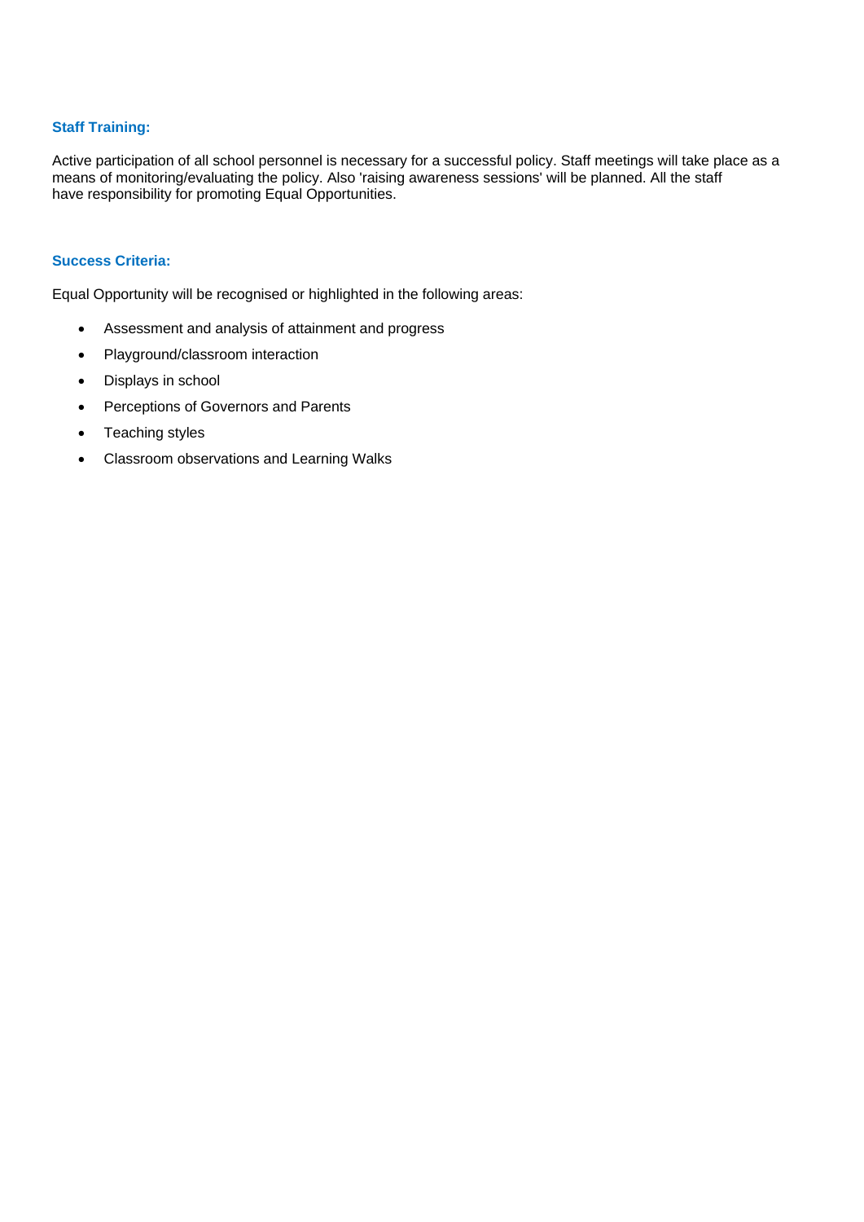### Staff Training:

Active participation of all school personnel is necessary for a successful policy. Staff meetings will take place as a means of monitoring/evaluating the policy. Also 'raising awareness sessions' will be planned. All the staff have responsibility for promoting Equal Opportunities.

### Success Criteria:

Equal Opportunity will be recognised or highlighted in the following areas:

- Assessment and analysis of attainment and progress
- Playground/classroom interaction
- Displays in school
- Perceptions of Governors and Parents
- Teaching styles
- Classroom observations and Learning Walks